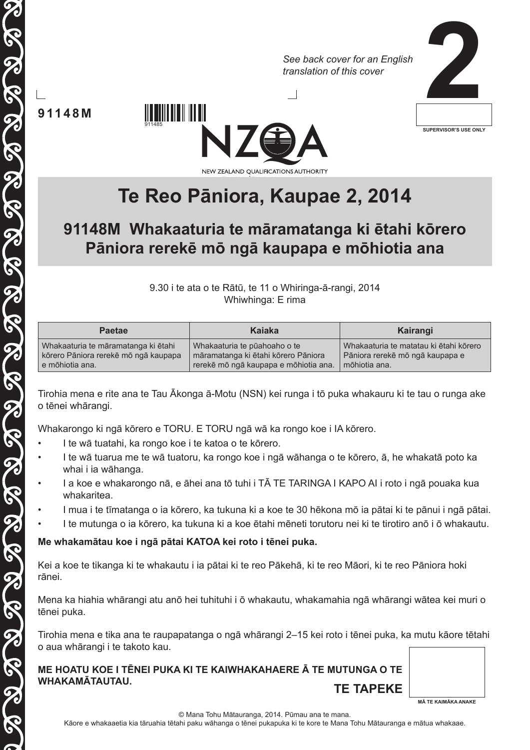See back cover for an English translation of this cover

**2**

**91148M**

SUPERVISOR'S USE ONLY

NEW ZEALAND QUALIFICATIONS AUTHORITY

# Te Reo Pāniora, Kaupae 2, 2014

## 91148M Whakaaturia te māramatanga ki ētahi kōrero Pāniora rerekē mō ngā kaupapa e mōhiotia ana

9.30 i te ata o te Rātū, te 11 o Whiringa-ā-rangi, 2014
Whiwhinga: E rima

| Paetae | Kaiaka | Kairangi |
|---|---|---|
| Whakaaturia te māramatanga ki ētahi kōrero Pāniora rerekē mō ngā kaupapa e mōhiotia ana. | Whakaaturia te pūahoaho o te māramatanga ki ētahi kōrero Pāniora rerekē mō ngā kaupapa e mōhiotia ana. | Whakaaturia te matatau ki ētahi kōrero Pāniora rerekē mō ngā kaupapa e mōhiotia ana. |

Tirohia mena e rite ana te Tau Ākonga ā-Motu (NSN) kei runga i tō puka whakauru ki te tau o runga ake o tēnei whārangi.

Whakarongo ki ngā kōrero e TORU. E TORU ngā wā ka rongo koe i IA kōrero.

- I te wā tuatahi, ka rongo koe i te katoa o te kōrero.
- I te wā tuarua me te wā tuatoru, ka rongo koe i ngā wāhanga o te kōrero, ā, he whakatā poto ka whai i ia wāhanga.
- I a koe e whakarongo nā, e āhei ana tō tuhi i TĀ TE TARINGA I KAPO AI i roto i ngā pouaka kua whakaritea.
- I mua i te tīmatanga o ia kōrero, ka tukuna ki a koe te 30 hēkona mō ia pātai ki te pānui i ngā pātai.
- I te mutunga o ia kōrero, ka tukuna ki a koe ētahi mēneti torutoru nei ki te tirotiro anō i ō whakautu.

**Me whakamātau koe i ngā pātai KATOA kei roto i tēnei puka.**

Kei a koe te tikanga ki te whakautu i ia pātai ki te reo Pākehā, ki te reo Māori, ki te reo Pāniora hoki rānei.

Mena ka hiahia whārangi atu anō hei tuhituhi i ō whakautu, whakamahia ngā whārangi wātea kei muri o tēnei puka.

Tirohia mena e tika ana te raupapatanga o ngā whārangi 2–15 kei roto i tēnei puka, ka mutu kāore tētahi o aua whārangi i te takoto kau.

**ME HOATU KOE I TĒNEI PUKA KI TE KAIWHAKAHAERE Ā TE MUTUNGA O TE WHAKAMĀTAUTAU.**

**TE TAPEKE**

MĀ TE KAIMĀKA ANAKE

© Mana Tohu Mātauranga, 2014. Pūmau ana te mana.
Kāore e whakaaetia kia tāruahia tētahi paku wāhanga o tēnei pukapuka ki te kore te Mana Tohu Mātauranga e mātua whakaae.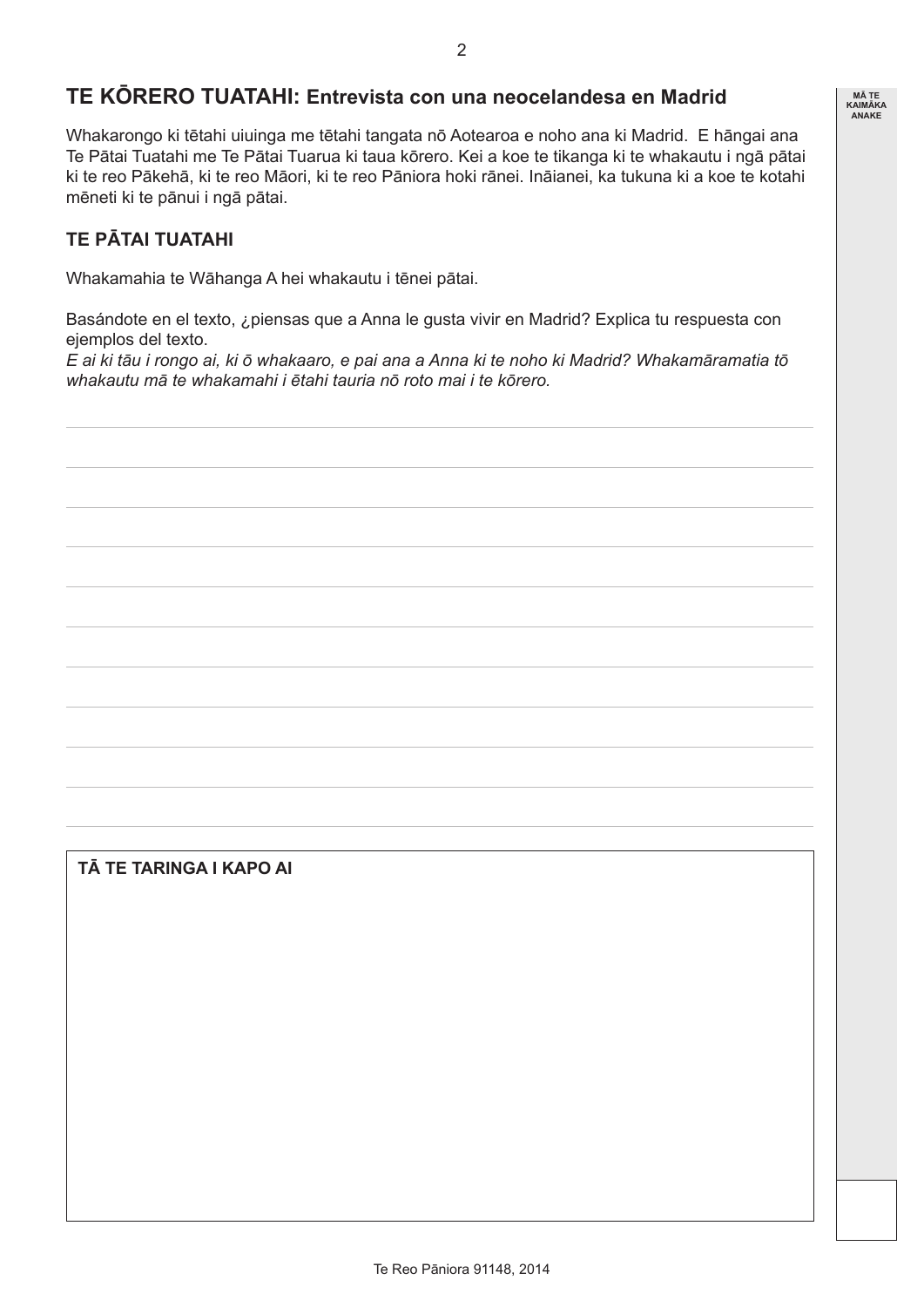## TE KŌRERO TUATAHI: Entrevista con una neocelandesa en Madrid

Whakarongo ki tētahi uiuinga me tētahi tangata nō Aotearoa e noho ana ki Madrid. E hāngai ana Te Pātai Tuatahi me Te Pātai Tuarua ki taua kōrero. Kei a koe te tikanga ki te whakautu i ngā pātai ki te reo Pākehā, ki te reo Māori, ki te reo Pāniora hoki rānei. Ināianei, ka tukuna ki a koe te kotahi mēneti ki te pānui i ngā pātai.

### TE PĀTAI TUATAHI

Whakamahia te Wāhanga A hei whakautu i tēnei pātai.

Basándote en el texto, ¿piensas que a Anna le gusta vivir en Madrid? Explica tu respuesta con ejemplos del texto.
*E ai ki tāu i rongo ai, ki ō whakaaro, e pai ana a Anna ki te noho ki Madrid? Whakamāramatia tō whakautu mā te whakamahi i ētahi tauria nō roto mai i te kōrero.*

**TĀ TE TARINGA I KAPO AI**

MĀ TE KAIMĀKA ANAKE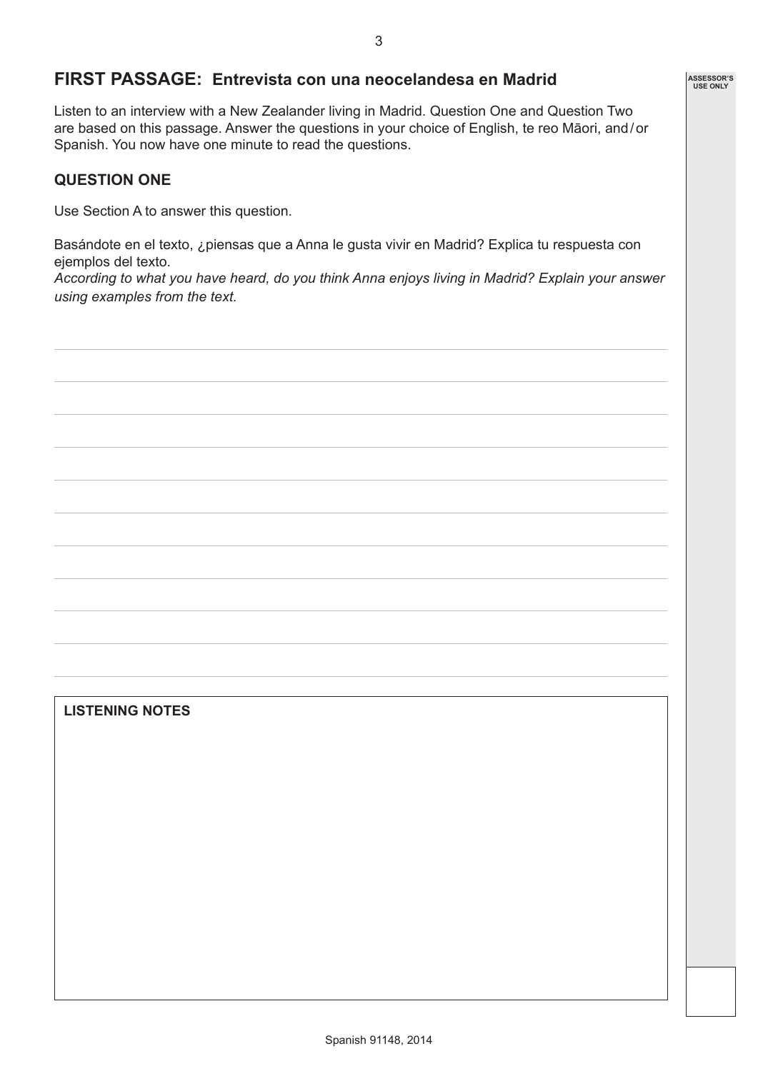## FIRST PASSAGE: Entrevista con una neocelandesa en Madrid

Listen to an interview with a New Zealander living in Madrid. Question One and Question Two are based on this passage. Answer the questions in your choice of English, te reo Māori, and / or Spanish. You now have one minute to read the questions.

### QUESTION ONE

Use Section A to answer this question.

Basándote en el texto, ¿piensas que a Anna le gusta vivir en Madrid? Explica tu respuesta con ejemplos del texto.

*According to what you have heard, do you think Anna enjoys living in Madrid? Explain your answer using examples from the text.*

**LISTENING NOTES**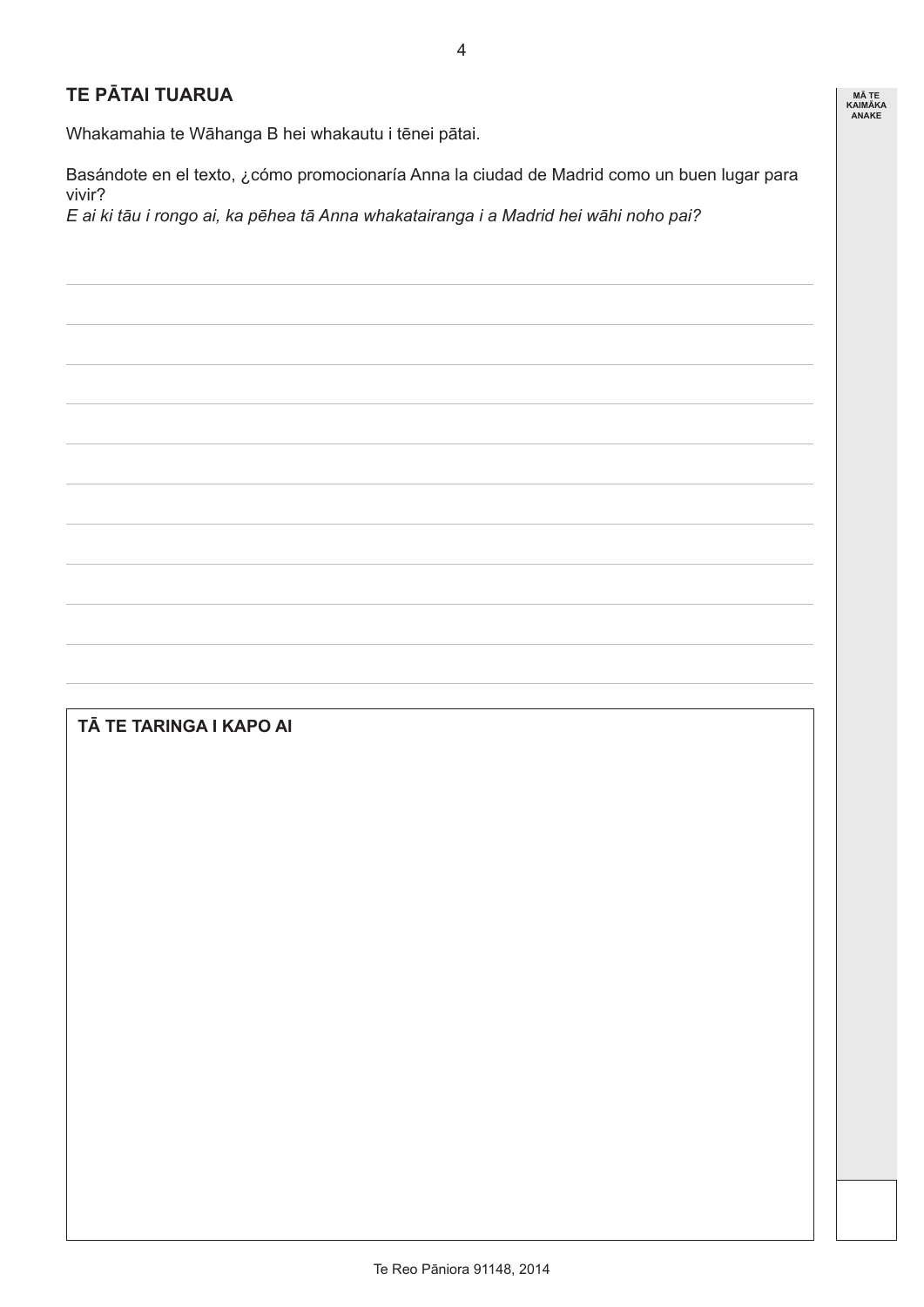## TE PĀTAI TUARUA

Whakamahia te Wāhanga B hei whakautu i tēnei pātai.

Basándote en el texto, ¿cómo promocionaría Anna la ciudad de Madrid como un buen lugar para vivir?
*E ai ki tāu i rongo ai, ka pēhea tā Anna whakatairanga i a Madrid hei wāhi noho pai?*

**TĀ TE TARINGA I KAPO AI**

MĀ TE KAIMĀKA ANAKE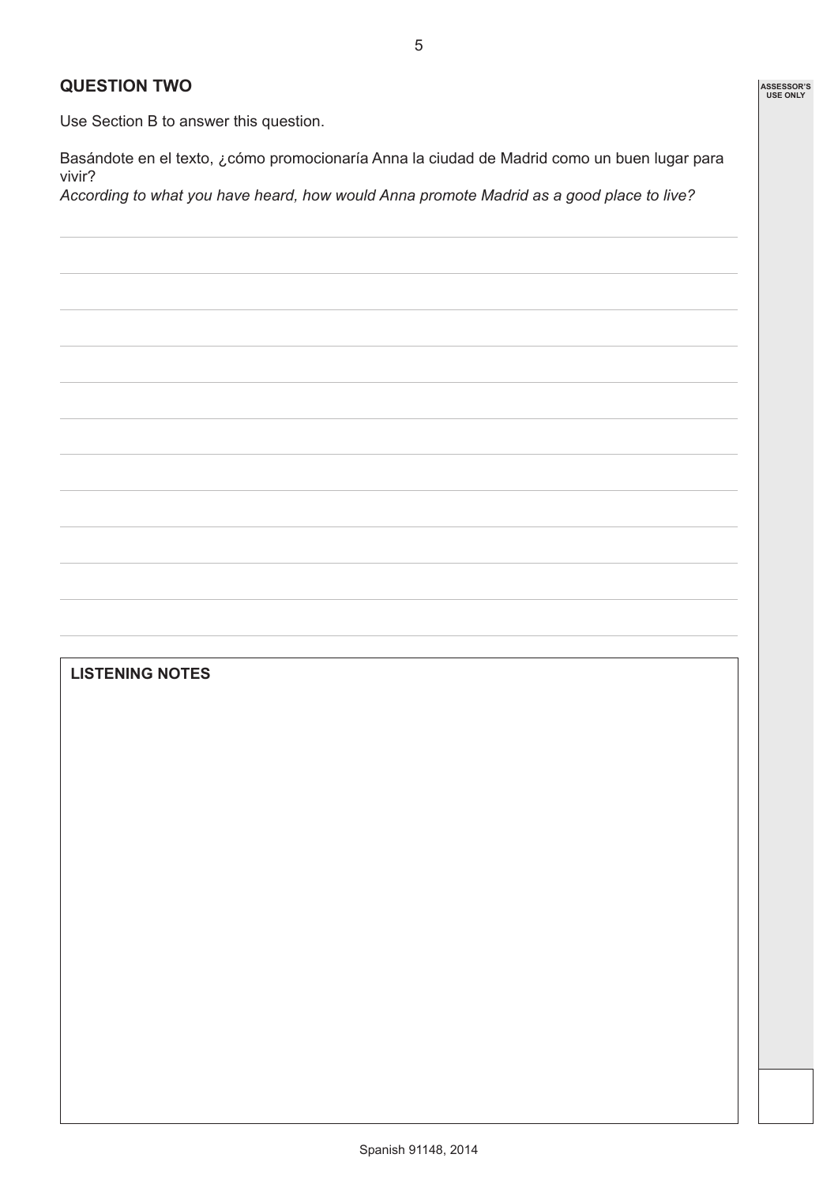## QUESTION TWO

Use Section B to answer this question.

Basándote en el texto, ¿cómo promocionaría Anna la ciudad de Madrid como un buen lugar para vivir?
*According to what you have heard, how would Anna promote Madrid as a good place to live?*

**LISTENING NOTES**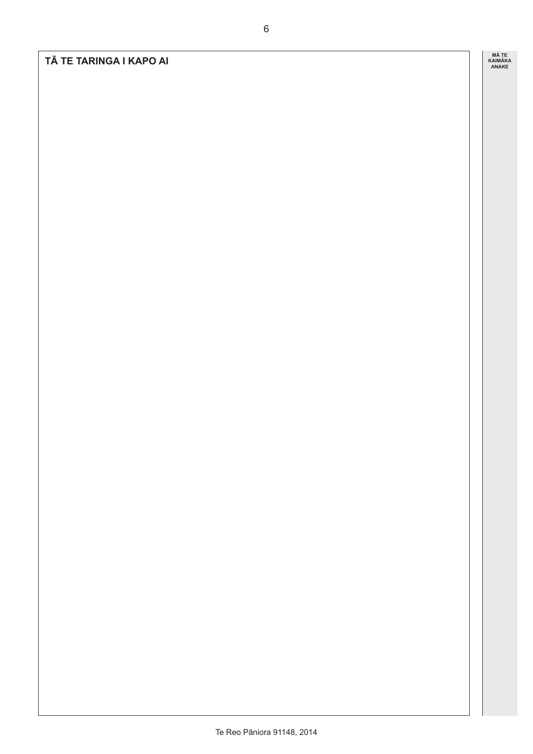## TĀ TE TARINGA I KAPO AI

MĀ TE KAIMĀKA ANAKE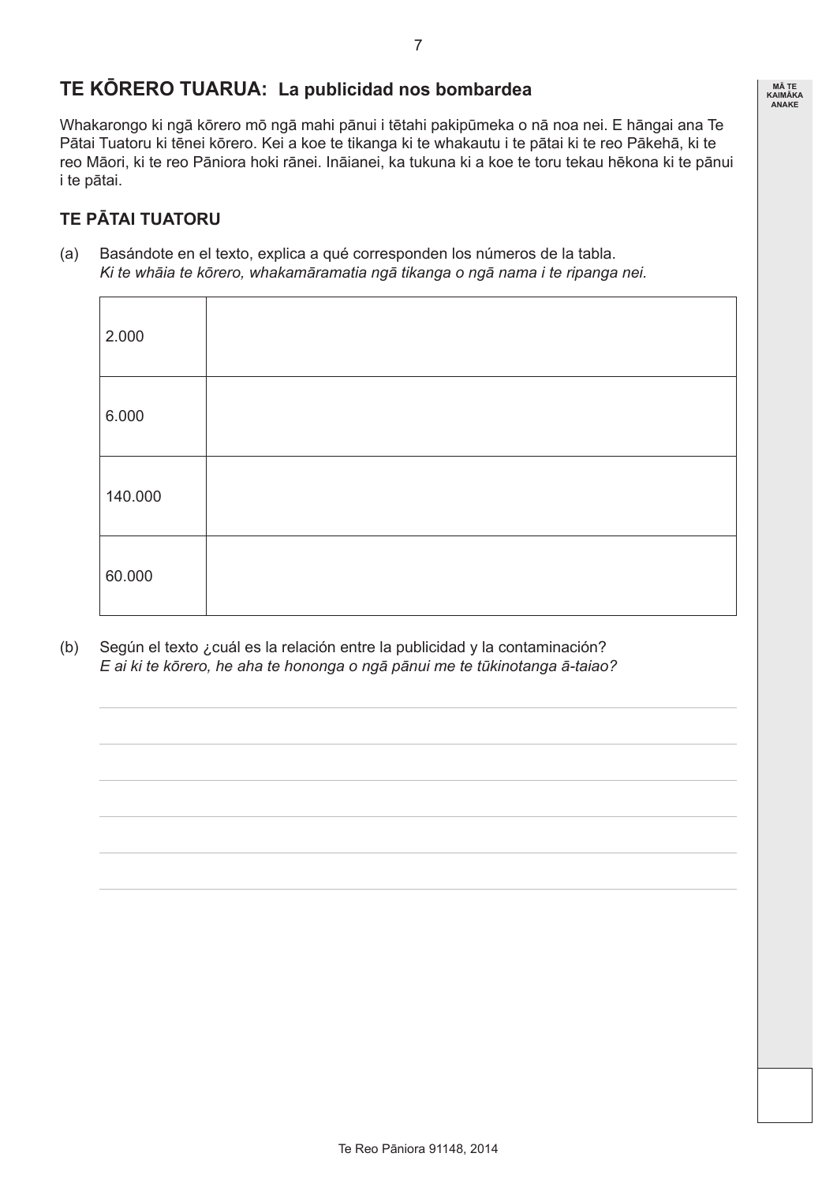## TE KŌRERO TUARUA: La publicidad nos bombardea

Whakarongo ki ngā kōrero mō ngā mahi pānui i tētahi pakipūmeka o nā noa nei. E hāngai ana Te Pātai Tuatoru ki tēnei kōrero. Kei a koe te tikanga ki te whakautu i te pātai ki te reo Pākehā, ki te reo Māori, ki te reo Pāniora hoki rānei. Ināianei, ka tukuna ki a koe te toru tekau hēkona ki te pānui i te pātai.

### TE PĀTAI TUATORU

(a) Basándote en el texto, explica a qué corresponden los números de la tabla.
*Ki te whāia te kōrero, whakamāramatia ngā tikanga o ngā nama i te ripanga nei.*

| | |
|---|---|
| 2.000 | |
| 6.000 | |
| 140.000 | |
| 60.000 | |

(b) Según el texto ¿cuál es la relación entre la publicidad y la contaminación?
*E ai ki te kōrero, he aha te hononga o ngā pānui me te tūkinotanga ā-taiao?*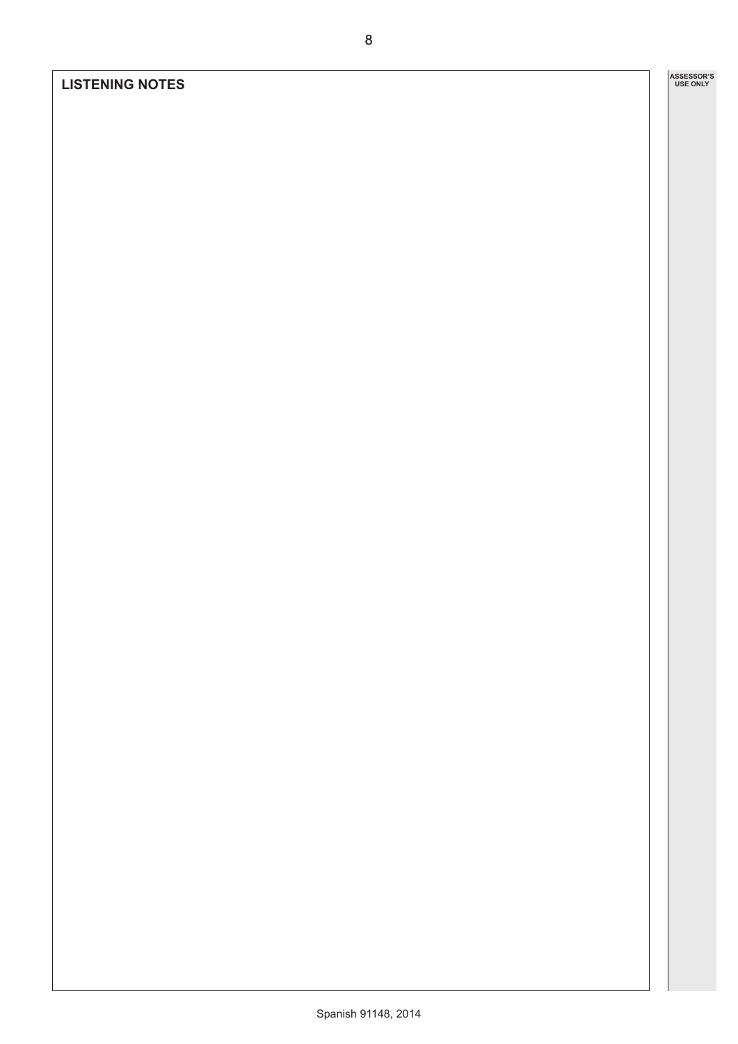## LISTENING NOTES

ASSESSOR'S USE ONLY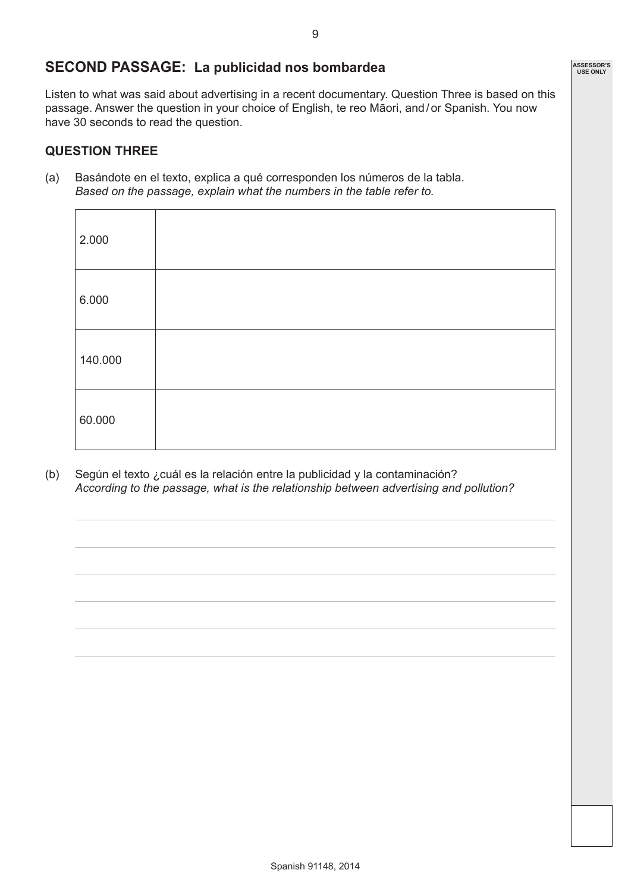## SECOND PASSAGE: La publicidad nos bombardea

Listen to what was said about advertising in a recent documentary. Question Three is based on this passage. Answer the question in your choice of English, te reo Māori, and / or Spanish. You now have 30 seconds to read the question.

### QUESTION THREE

(a) Basándote en el texto, explica a qué corresponden los números de la tabla.
*Based on the passage, explain what the numbers in the table refer to.*

| | |
|---|---|
| 2.000 | |
| 6.000 | |
| 140.000 | |
| 60.000 | |

(b) Según el texto ¿cuál es la relación entre la publicidad y la contaminación?
*According to the passage, what is the relationship between advertising and pollution?*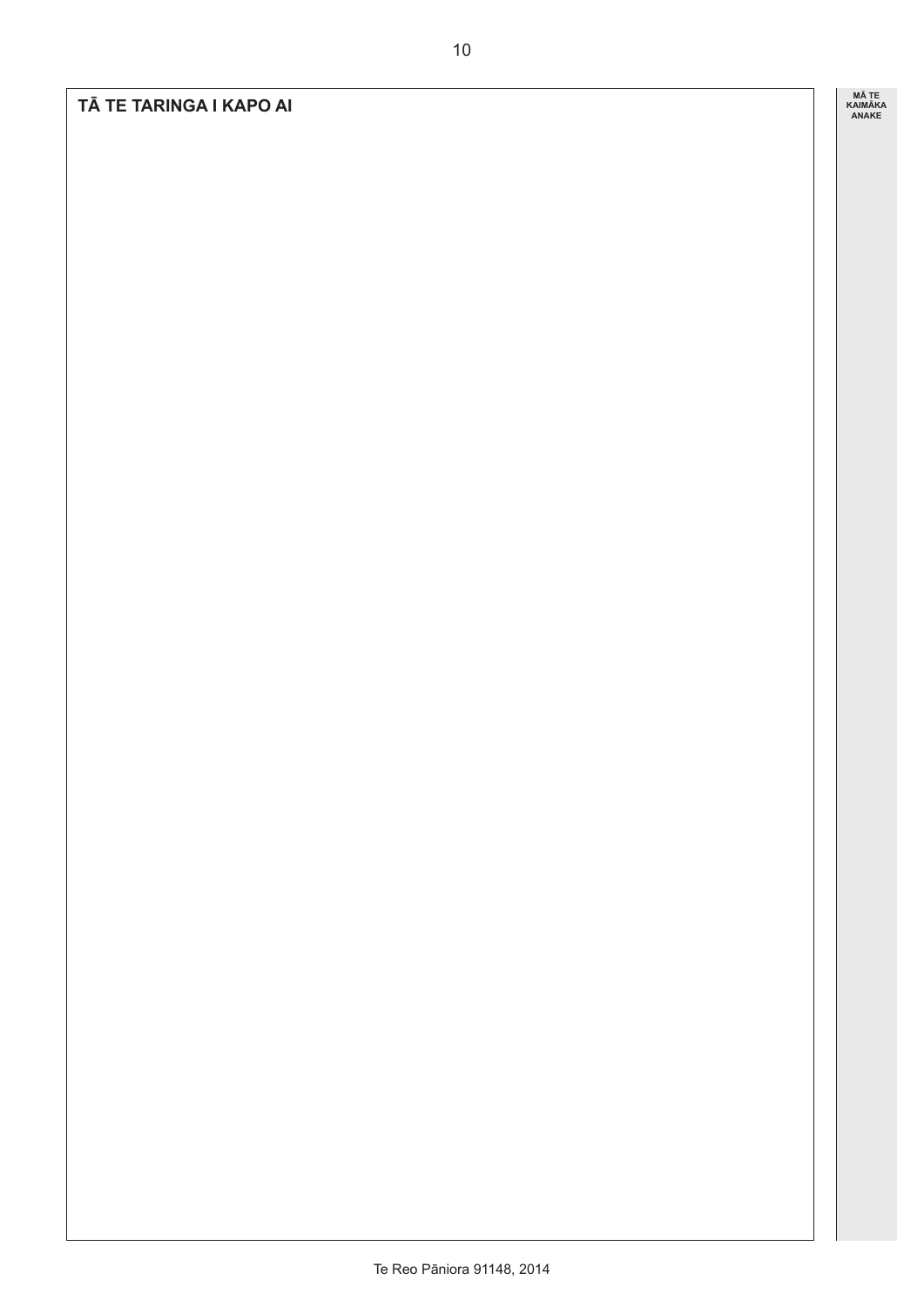**TĀ TE TARINGA I KAPO AI**

MĀ TE KAIMĀKA ANAKE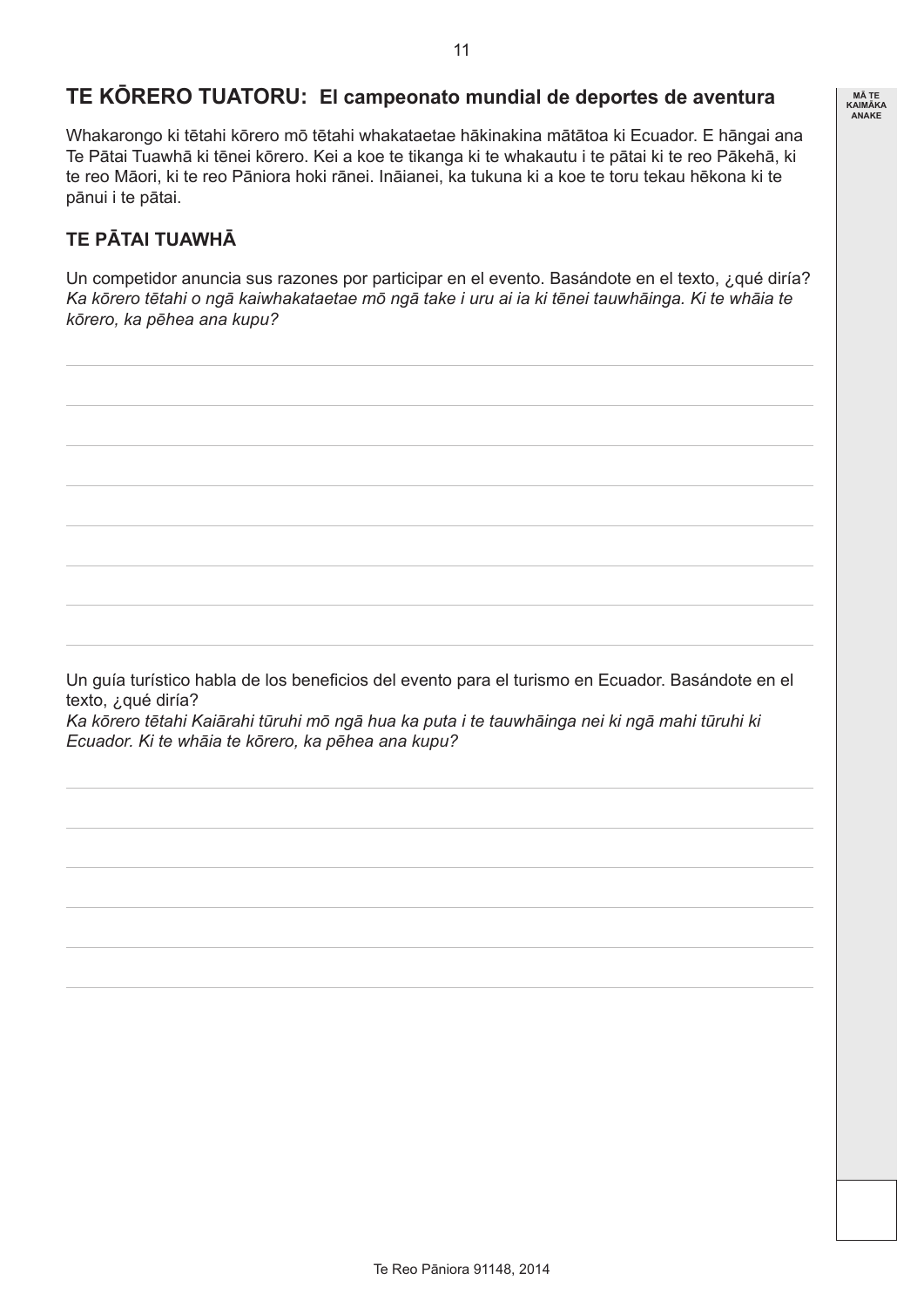## TE KŌRERO TUATORU: El campeonato mundial de deportes de aventura

Whakarongo ki tētahi kōrero mō tētahi whakataetae hākinakina mātātoa ki Ecuador. E hāngai ana Te Pātai Tuawhā ki tēnei kōrero. Kei a koe te tikanga ki te whakautu i te pātai ki te reo Pākehā, ki te reo Māori, ki te reo Pāniora hoki rānei. Ināianei, ka tukuna ki a koe te toru tekau hēkona ki te pānui i te pātai.

### TE PĀTAI TUAWHĀ

Un competidor anuncia sus razones por participar en el evento. Basándote en el texto, ¿qué diría?
*Ka kōrero tētahi o ngā kaiwhakataetae mō ngā take i uru ai ia ki tēnei tauwhāinga. Ki te whāia te kōrero, ka pēhea ana kupu?*

Un guía turístico habla de los beneficios del evento para el turismo en Ecuador. Basándote en el texto, ¿qué diría?
*Ka kōrero tētahi Kaiārahi tūruhi mō ngā hua ka puta i te tauwhāinga nei ki ngā mahi tūruhi ki Ecuador. Ki te whāia te kōrero, ka pēhea ana kupu?*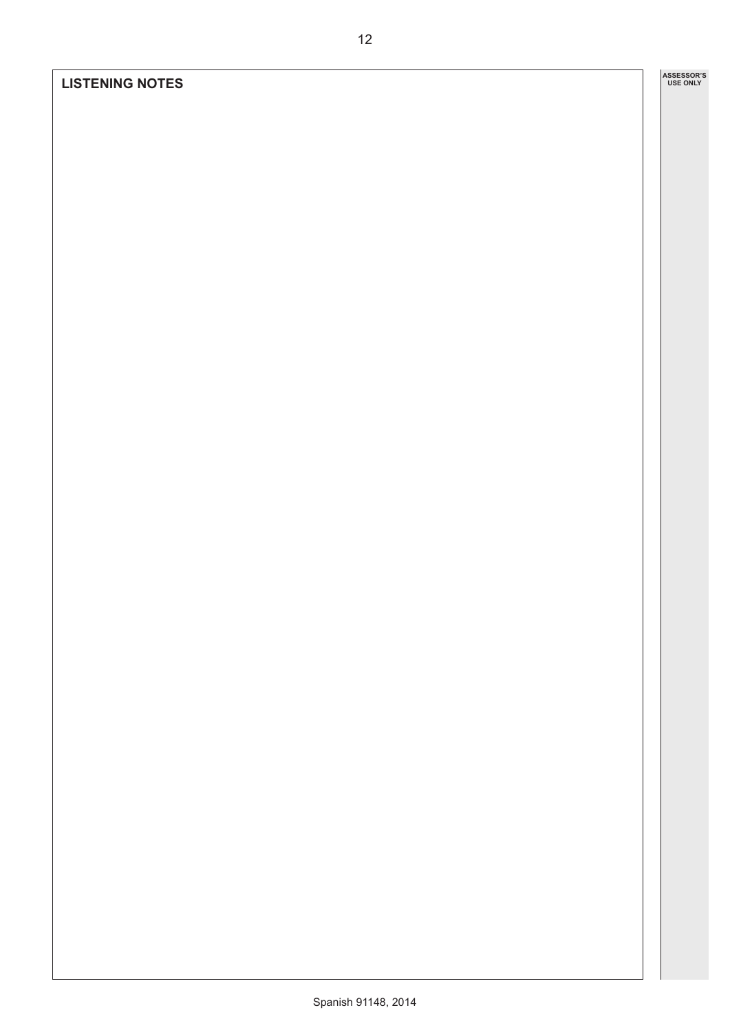## LISTENING NOTES

ASSESSOR'S USE ONLY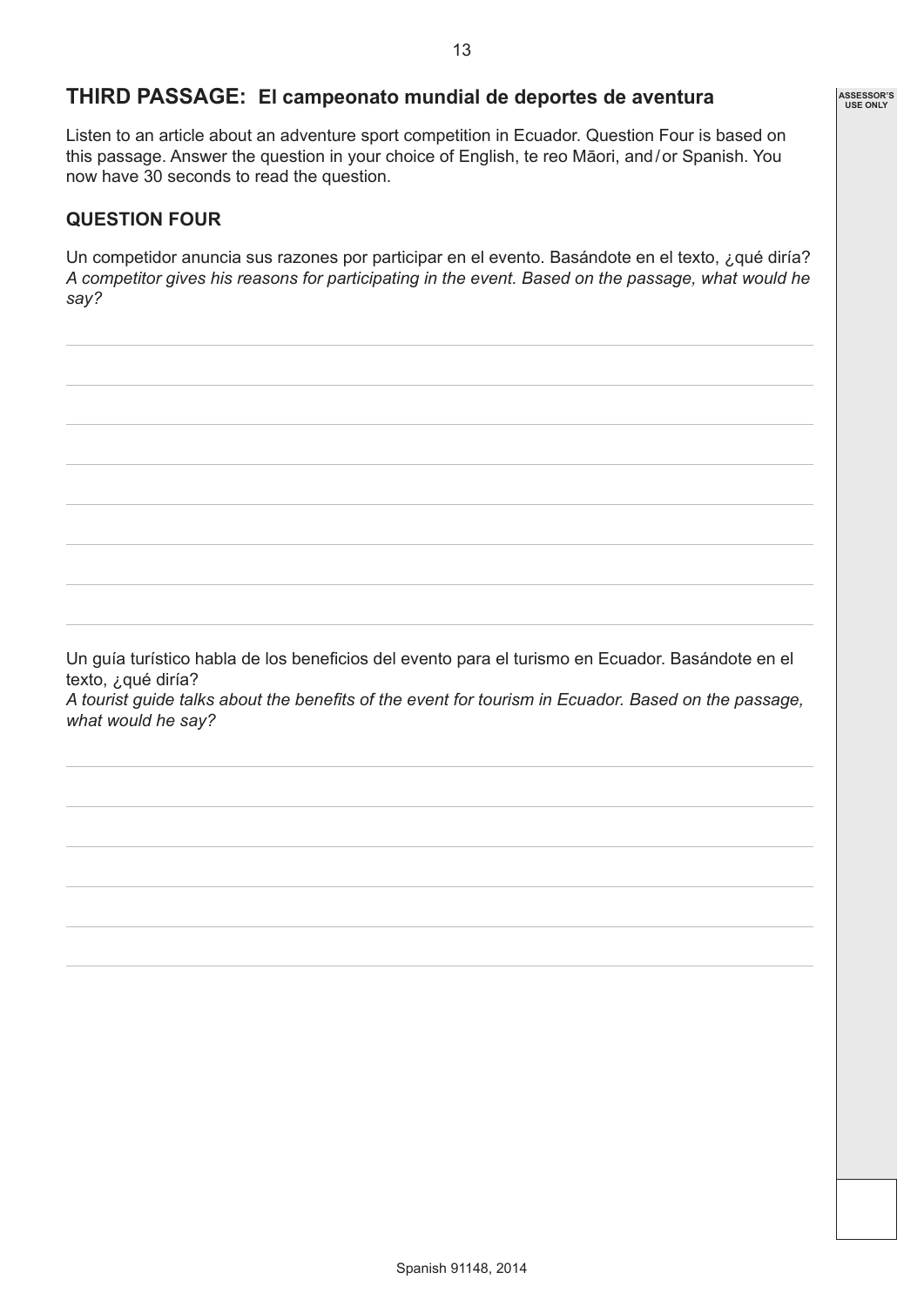## THIRD PASSAGE: El campeonato mundial de deportes de aventura

Listen to an article about an adventure sport competition in Ecuador. Question Four is based on this passage. Answer the question in your choice of English, te reo Māori, and / or Spanish. You now have 30 seconds to read the question.

### QUESTION FOUR

Un competidor anuncia sus razones por participar en el evento. Basándote en el texto, ¿qué diría?
*A competitor gives his reasons for participating in the event. Based on the passage, what would he say?*

Un guía turístico habla de los beneficios del evento para el turismo en Ecuador. Basándote en el texto, ¿qué diría?
*A tourist guide talks about the benefits of the event for tourism in Ecuador. Based on the passage, what would he say?*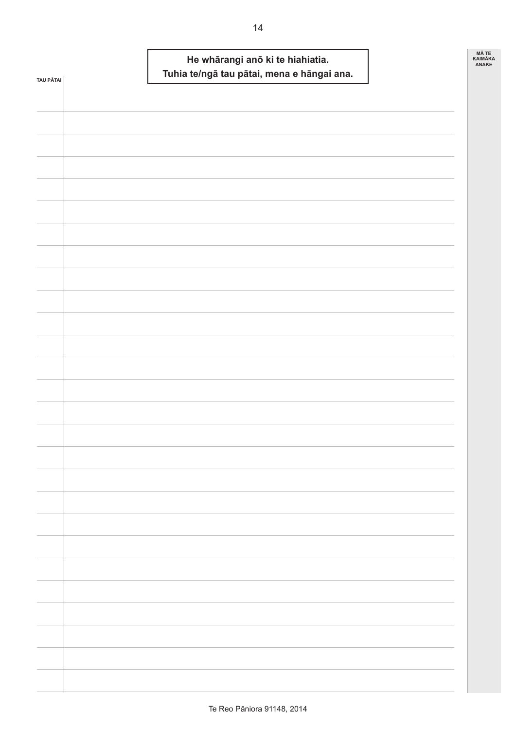**He whārangi anō ki te hiahiatia.**
**Tuhia te/ngā tau pātai, mena e hāngai ana.**

TAU PĀTAI

MĀ TE KAIMĀKA ANAKE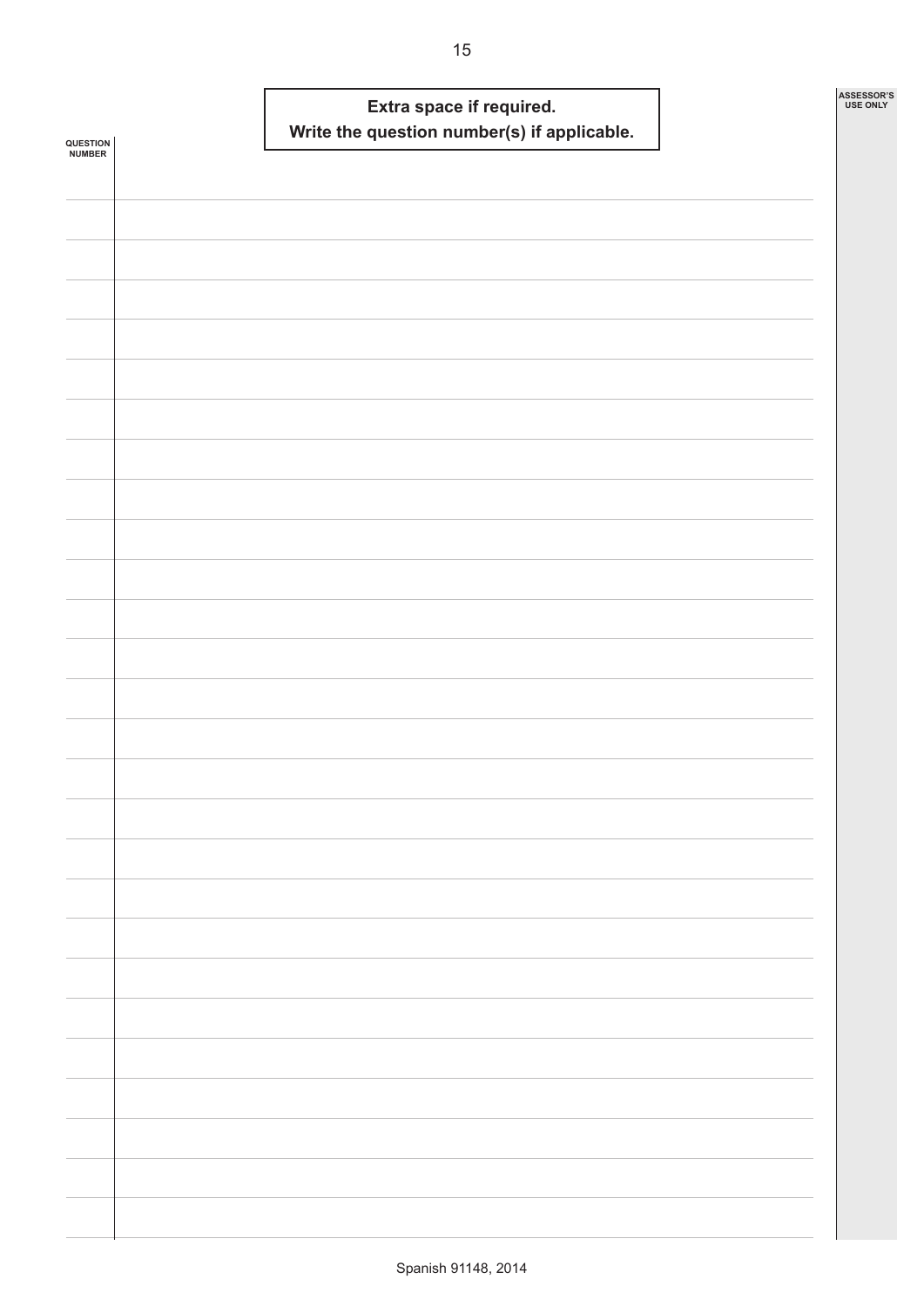**Extra space if required.**
**Write the question number(s) if applicable.**

QUESTION NUMBER

ASSESSOR'S USE ONLY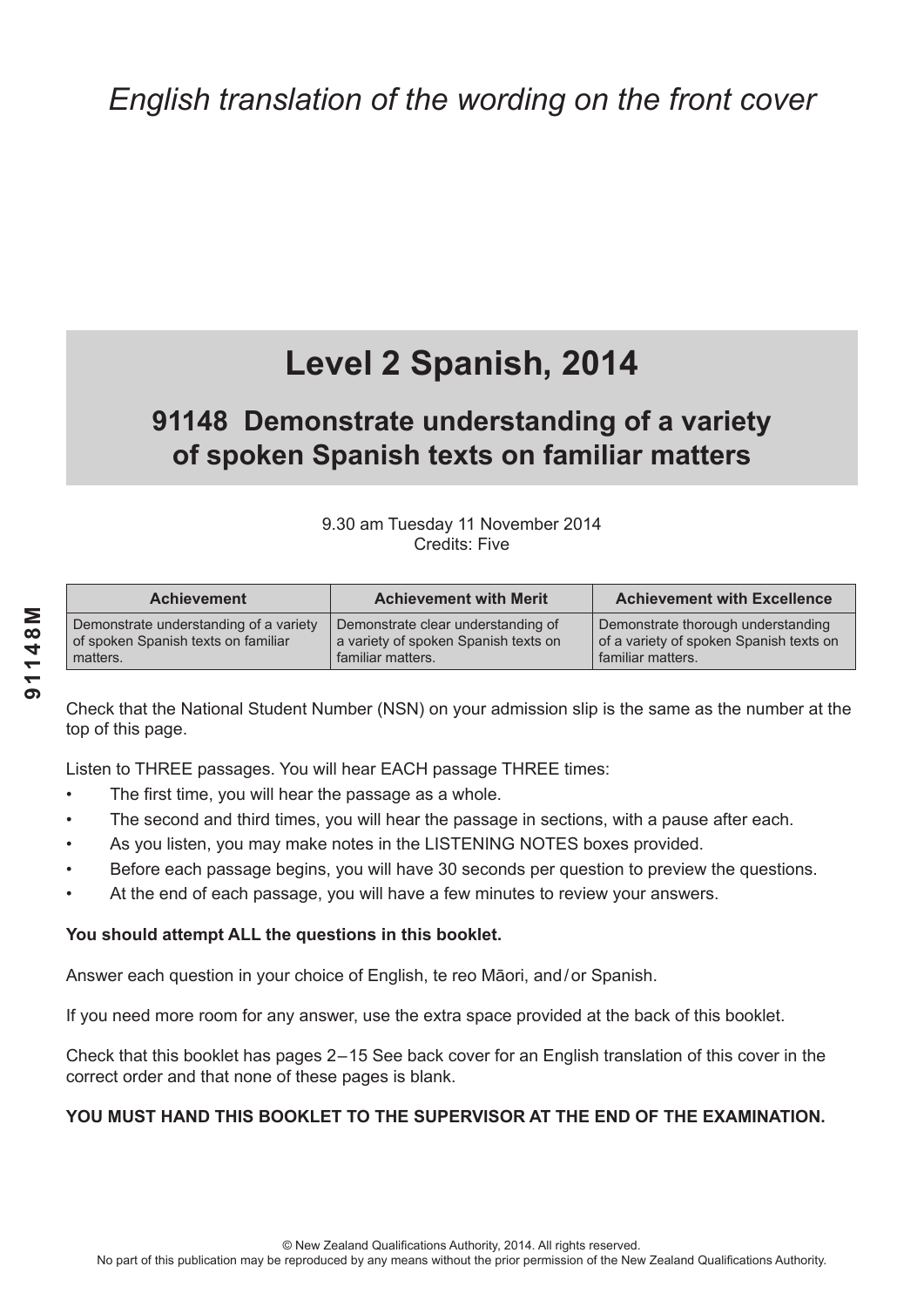*English translation of the wording on the front cover*

# Level 2 Spanish, 2014

## 91148 Demonstrate understanding of a variety of spoken Spanish texts on familiar matters

9.30 am Tuesday 11 November 2014
Credits: Five

| Achievement | Achievement with Merit | Achievement with Excellence |
|---|---|---|
| Demonstrate understanding of a variety of spoken Spanish texts on familiar matters. | Demonstrate clear understanding of a variety of spoken Spanish texts on familiar matters. | Demonstrate thorough understanding of a variety of spoken Spanish texts on familiar matters. |

91148M

Check that the National Student Number (NSN) on your admission slip is the same as the number at the top of this page.

Listen to THREE passages. You will hear EACH passage THREE times:

- The first time, you will hear the passage as a whole.
- The second and third times, you will hear the passage in sections, with a pause after each.
- As you listen, you may make notes in the LISTENING NOTES boxes provided.
- Before each passage begins, you will have 30 seconds per question to preview the questions.
- At the end of each passage, you will have a few minutes to review your answers.

**You should attempt ALL the questions in this booklet.**

Answer each question in your choice of English, te reo Māori, and / or Spanish.

If you need more room for any answer, use the extra space provided at the back of this booklet.

Check that this booklet has pages 2 – 15 See back cover for an English translation of this cover in the correct order and that none of these pages is blank.

**YOU MUST HAND THIS BOOKLET TO THE SUPERVISOR AT THE END OF THE EXAMINATION.**

© New Zealand Qualifications Authority, 2014. All rights reserved.
No part of this publication may be reproduced by any means without the prior permission of the New Zealand Qualifications Authority.